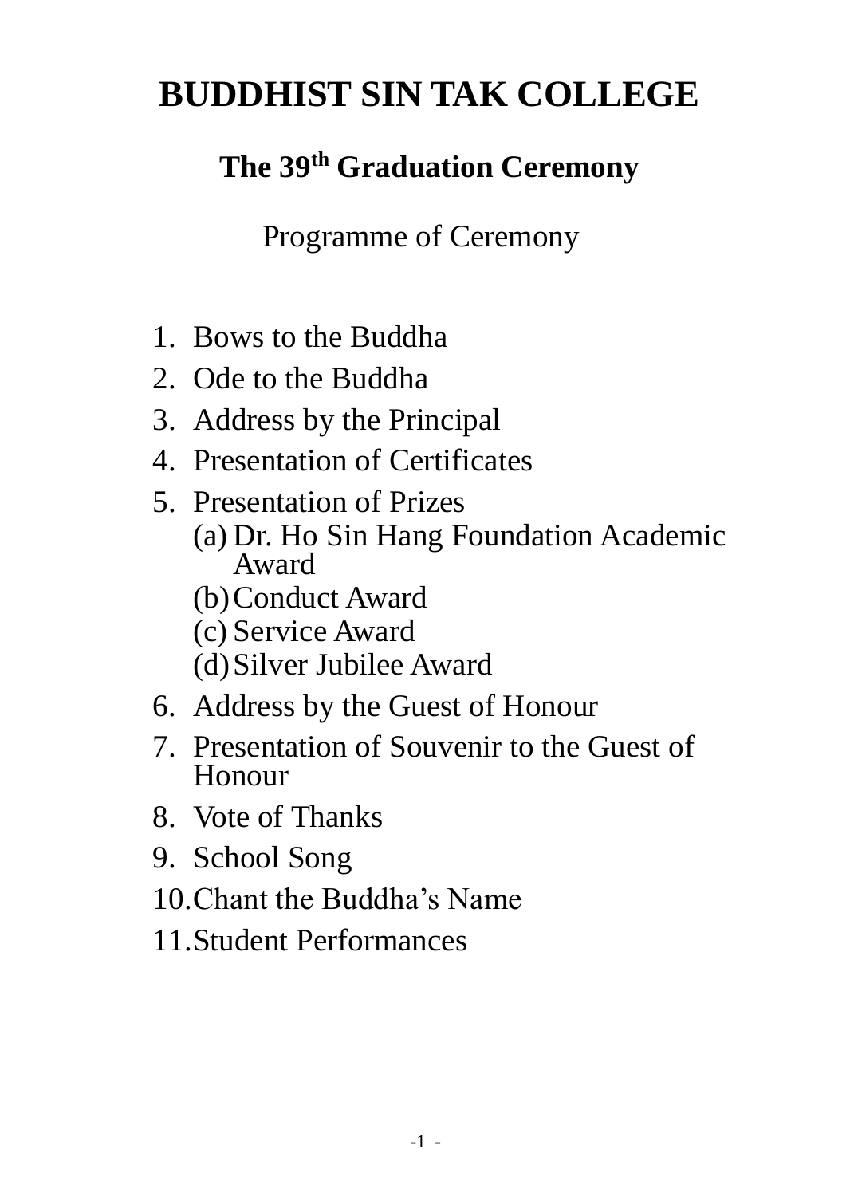# BUDDHIST SIN TAK COLLEGE

## The 39th Graduation Ceremony

Programme of Ceremony

1. Bows to the Buddha
2. Ode to the Buddha
3. Address by the Principal
4. Presentation of Certificates
5. Presentation of Prizes
   - (a) Dr. Ho Sin Hang Foundation Academic Award
   - (b) Conduct Award
   - (c) Service Award
   - (d) Silver Jubilee Award
6. Address by the Guest of Honour
7. Presentation of Souvenir to the Guest of Honour
8. Vote of Thanks
9. School Song
10. Chant the Buddha's Name
11. Student Performances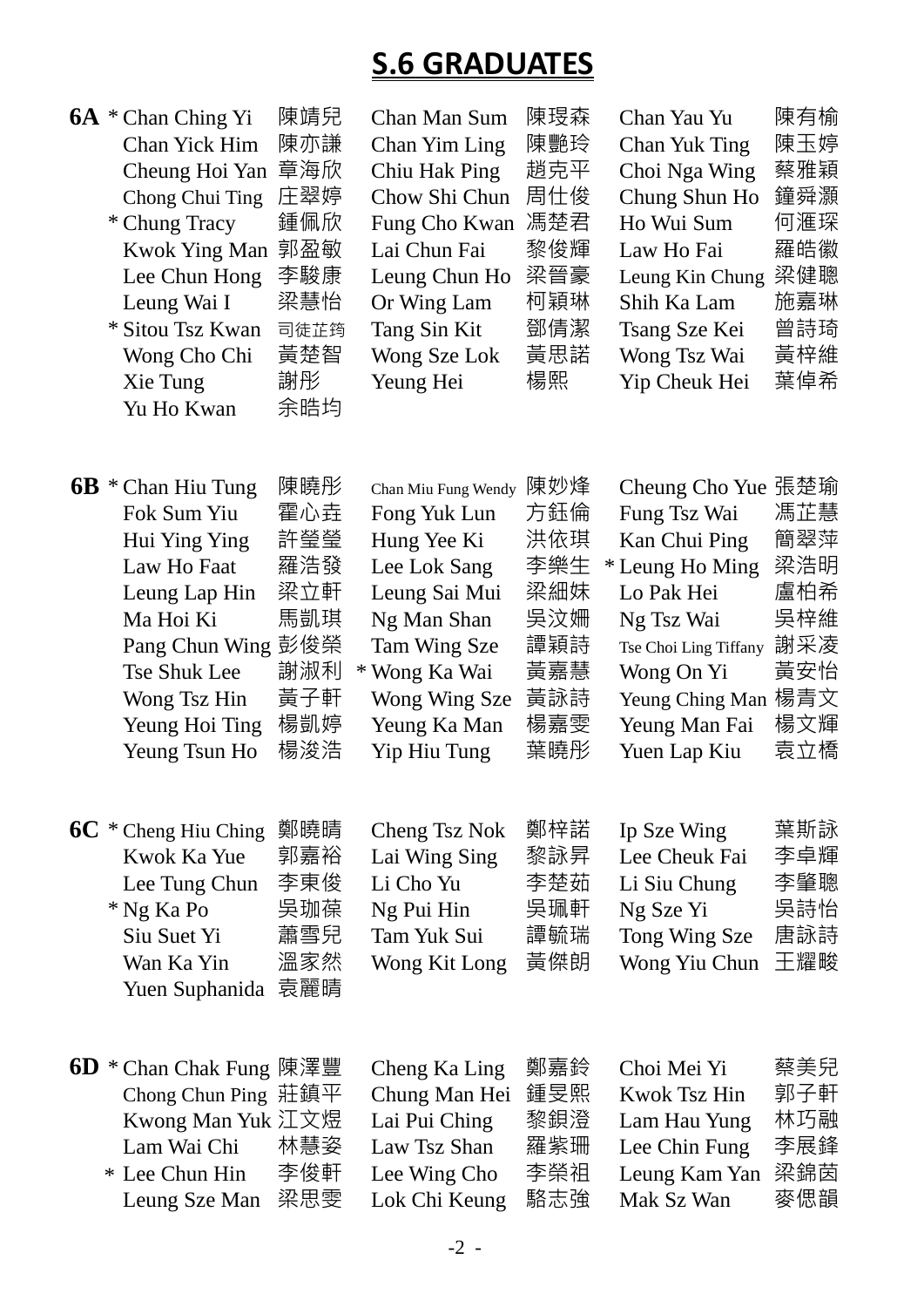# S.6 GRADUATES

## 6A

- \* Chan Ching Yi 陳靖兒
- Chan Yick Him 陳亦謙
- Cheung Hoi Yan 章海欣
- Chong Chui Ting 庄翠婷
- \* Chung Tracy 鍾佩欣
- Kwok Ying Man 郭盈敏
- Lee Chun Hong 李駿康
- Leung Wai I 梁慧怡
- \* Sitou Tsz Kwan 司徒芷筠
- Wong Cho Chi 黃楚智
- Xie Tung 謝彤
- Yu Ho Kwan 余晧均
- Chan Man Sum 陳琝森
- Chan Yim Ling 陳艷玲
- Chiu Hak Ping 趙克平
- Chow Shi Chun 周仕俊
- Fung Cho Kwan 馮楚君
- Lai Chun Fai 黎俊輝
- Leung Chun Ho 梁晉豪
- Or Wing Lam 柯穎琳
- Tang Sin Kit 鄧倩潔
- Wong Sze Lok 黃思諾
- Yeung Hei 楊熙
- Chan Yau Yu 陳有榆
- Chan Yuk Ting 陳玉婷
- Choi Nga Wing 蔡雅穎
- Chung Shun Ho 鐘舜灝
- Ho Wui Sum 何滙琛
- Law Ho Fai 羅皓徽
- Leung Kin Chung 梁健聰
- Shih Ka Lam 施嘉琳
- Tsang Sze Kei 曾詩琦
- Wong Tsz Wai 黃梓維
- Yip Cheuk Hei 葉倬希

## 6B

- \* Chan Hiu Tung 陳曉彤
- Fok Sum Yiu 霍心垚
- Hui Ying Ying 許瑩瑩
- Law Ho Faat 羅浩發
- Leung Lap Hin 梁立軒
- Ma Hoi Ki 馬凱琪
- Pang Chun Wing 彭俊榮
- Tse Shuk Lee 謝淑利
- Wong Tsz Hin 黃子軒
- Yeung Hoi Ting 楊凱婷
- Yeung Tsun Ho 楊浚浩
- Chan Miu Fung Wendy 陳妙烽
- Fong Yuk Lun 方鈺倫
- Hung Yee Ki 洪依琪
- Lee Lok Sang 李樂生
- Leung Sai Mui 梁細妹
- Ng Man Shan 吳汶姍
- Tam Wing Sze 譚穎詩
- \* Wong Ka Wai 黃嘉慧
- Wong Wing Sze 黃詠詩
- Yeung Ka Man 楊嘉雯
- Yip Hiu Tung 葉曉彤
- Cheung Cho Yue 張楚瑜
- Fung Tsz Wai 馮芷慧
- Kan Chui Ping 簡翠萍
- \* Leung Ho Ming 梁浩明
- Lo Pak Hei 盧柏希
- Ng Tsz Wai 吳梓維
- Tse Choi Ling Tiffany 謝采凌
- Wong On Yi 黃安怡
- Yeung Ching Man 楊青文
- Yeung Man Fai 楊文輝
- Yuen Lap Kiu 袁立橋

## 6C

- \* Cheng Hiu Ching 鄭曉晴
- Kwok Ka Yue 郭嘉裕
- Lee Tung Chun 李東俊
- \* Ng Ka Po 吳珈葆
- Siu Suet Yi 蕭雪兒
- Wan Ka Yin 溫家然
- Yuen Suphanida 袁麗晴
- Cheng Tsz Nok 鄭梓諾
- Lai Wing Sing 黎詠昇
- Li Cho Yu 李楚茹
- Ng Pui Hin 吳珮軒
- Tam Yuk Sui 譚毓瑞
- Wong Kit Long 黃傑朗
- Ip Sze Wing 葉斯詠
- Lee Cheuk Fai 李卓輝
- Li Siu Chung 李肇聰
- Ng Sze Yi 吳詩怡
- Tong Wing Sze 唐詠詩
- Wong Yiu Chun 王耀畯

## 6D

- \* Chan Chak Fung 陳澤豐
- Chong Chun Ping 莊鎮平
- Kwong Man Yuk 江文煜
- Lam Wai Chi 林慧姿
- \* Lee Chun Hin 李俊軒
- Leung Sze Man 梁思雯
- Cheng Ka Ling 鄭嘉鈴
- Chung Man Hei 鍾旻熙
- Lai Pui Ching 黎鋇澄
- Law Tsz Shan 羅紫珊
- Lee Wing Cho 李榮祖
- Lok Chi Keung 駱志強
- Choi Mei Yi 蔡美兒
- Kwok Tsz Hin 郭子軒
- Lam Hau Yung 林巧融
- Lee Chin Fung 李展鋒
- Leung Kam Yan 梁錦茵
- Mak Sz Wan 麥偲韻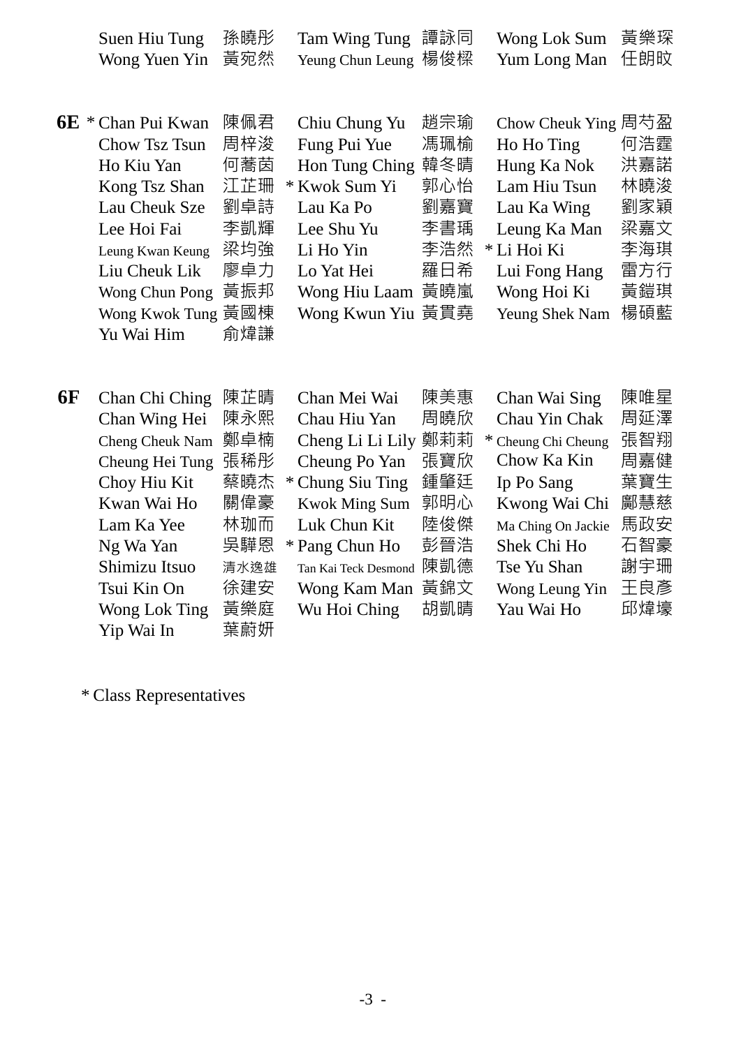| | | | | | |
|---|---|---|---|---|---|
| Suen Hiu Tung | 孫曉彤 | Tam Wing Tung | 譚詠同 | Wong Lok Sum | 黃樂琛 |
| Wong Yuen Yin | 黃宛然 | Yeung Chun Leung | 楊俊樑 | Yum Long Man | 任朗旼 |

**6E**

| | | | | | |
|---|---|---|---|---|---|
| * Chan Pui Kwan | 陳佩君 | Chiu Chung Yu | 趙宗瑜 | Chow Cheuk Ying | 周芍盈 |
| Chow Tsz Tsun | 周梓浚 | Fung Pui Yue | 馮珮榆 | Ho Ho Ting | 何浩霆 |
| Ho Kiu Yan | 何蕎茵 | Hon Tung Ching | 韓冬晴 | Hung Ka Nok | 洪嘉諾 |
| Kong Tsz Shan | 江芷珊 | * Kwok Sum Yi | 郭心怡 | Lam Hiu Tsun | 林曉浚 |
| Lau Cheuk Sze | 劉卓詩 | Lau Ka Po | 劉嘉寶 | Lau Ka Wing | 劉家穎 |
| Lee Hoi Fai | 李凱輝 | Lee Shu Yu | 李書瑀 | Leung Ka Man | 梁嘉文 |
| Leung Kwan Keung | 梁均強 | Li Ho Yin | 李浩然 | * Li Hoi Ki | 李海琪 |
| Liu Cheuk Lik | 廖卓力 | Lo Yat Hei | 羅日希 | Lui Fong Hang | 雷方行 |
| Wong Chun Pong | 黃振邦 | Wong Hiu Laam | 黃曉嵐 | Wong Hoi Ki | 黃鎧琪 |
| Wong Kwok Tung | 黃國棟 | Wong Kwun Yiu | 黃貫堯 | Yeung Shek Nam | 楊碩藍 |
| Yu Wai Him | 俞煒謙 | | | | |

**6F**

| | | | | | |
|---|---|---|---|---|---|
| Chan Chi Ching | 陳芷晴 | Chan Mei Wai | 陳美惠 | Chan Wai Sing | 陳唯星 |
| Chan Wing Hei | 陳永熙 | Chau Hiu Yan | 周曉欣 | Chau Yin Chak | 周延澤 |
| Cheng Cheuk Nam | 鄭卓楠 | Cheng Li Li Lily | 鄭莉莉 | * Cheung Chi Cheung | 張智翔 |
| Cheung Hei Tung | 張稀彤 | Cheung Po Yan | 張寶欣 | Chow Ka Kin | 周嘉健 |
| Choy Hiu Kit | 蔡曉杰 | * Chung Siu Ting | 鍾肇廷 | Ip Po Sang | 葉寶生 |
| Kwan Wai Ho | 關偉豪 | Kwok Ming Sum | 郭明心 | Kwong Wai Chi | 鄺慧慈 |
| Lam Ka Yee | 林珈而 | Luk Chun Kit | 陸俊傑 | Ma Ching On Jackie | 馬政安 |
| Ng Wa Yan | 吳驊恩 | * Pang Chun Ho | 彭晉浩 | Shek Chi Ho | 石智豪 |
| Shimizu Itsuo | 清水逸雄 | Tan Kai Teck Desmond | 陳凱德 | Tse Yu Shan | 謝宇珊 |
| Tsui Kin On | 徐建安 | Wong Kam Man | 黃錦文 | Wong Leung Yin | 王良彥 |
| Wong Lok Ting | 黃樂庭 | Wu Hoi Ching | 胡凱晴 | Yau Wai Ho | 邱煒壕 |
| Yip Wai In | 葉蔚妍 | | | | |

* Class Representatives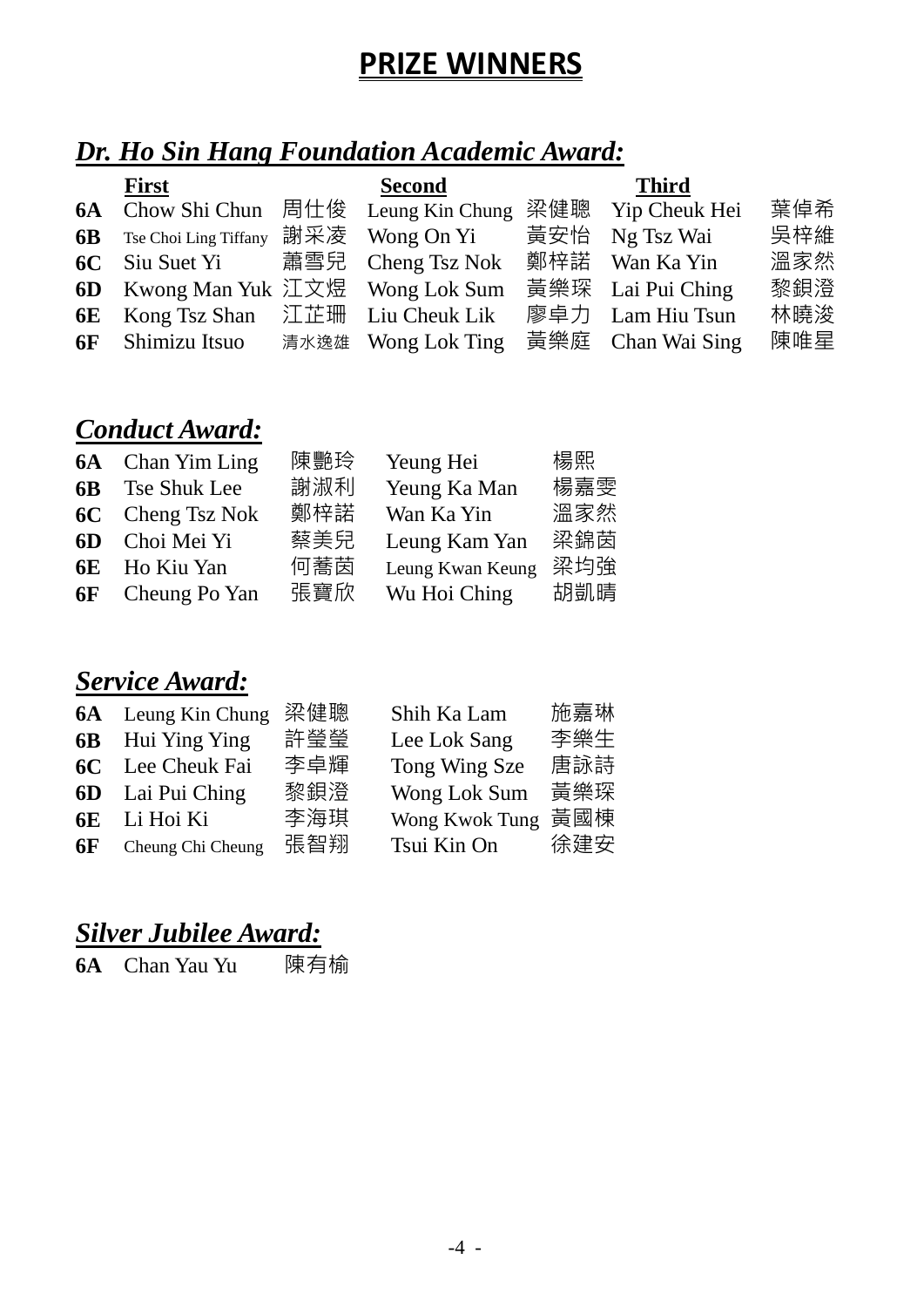# PRIZE WINNERS

## *Dr. Ho Sin Hang Foundation Academic Award:*

| | First | | Second | | Third | |
|---|---|---|---|---|---|---|
| **6A** | Chow Shi Chun | 周仕俊 | Leung Kin Chung | 梁健聰 | Yip Cheuk Hei | 葉倬希 |
| **6B** | Tse Choi Ling Tiffany | 謝采凌 | Wong On Yi | 黃安怡 | Ng Tsz Wai | 吳梓維 |
| **6C** | Siu Suet Yi | 蕭雪兒 | Cheng Tsz Nok | 鄭梓諾 | Wan Ka Yin | 溫家然 |
| **6D** | Kwong Man Yuk | 江文煜 | Wong Lok Sum | 黃樂琛 | Lai Pui Ching | 黎錤澄 |
| **6E** | Kong Tsz Shan | 江芷珊 | Liu Cheuk Lik | 廖卓力 | Lam Hiu Tsun | 林曉浚 |
| **6F** | Shimizu Itsuo | 清水逸雄 | Wong Lok Ting | 黃樂庭 | Chan Wai Sing | 陳唯星 |

## *Conduct Award:*

| | | | | |
|---|---|---|---|---|
| **6A** | Chan Yim Ling | 陳艷玲 | Yeung Hei | 楊熙 |
| **6B** | Tse Shuk Lee | 謝淑利 | Yeung Ka Man | 楊嘉雯 |
| **6C** | Cheng Tsz Nok | 鄭梓諾 | Wan Ka Yin | 溫家然 |
| **6D** | Choi Mei Yi | 蔡美兒 | Leung Kam Yan | 梁錦茵 |
| **6E** | Ho Kiu Yan | 何蕎茵 | Leung Kwan Keung | 梁均強 |
| **6F** | Cheung Po Yan | 張寶欣 | Wu Hoi Ching | 胡凱晴 |

## *Service Award:*

| | | | | |
|---|---|---|---|---|
| **6A** | Leung Kin Chung | 梁健聰 | Shih Ka Lam | 施嘉琳 |
| **6B** | Hui Ying Ying | 許瑩瑩 | Lee Lok Sang | 李樂生 |
| **6C** | Lee Cheuk Fai | 李卓輝 | Tong Wing Sze | 唐詠詩 |
| **6D** | Lai Pui Ching | 黎錤澄 | Wong Lok Sum | 黃樂琛 |
| **6E** | Li Hoi Ki | 李海琪 | Wong Kwok Tung | 黃國棟 |
| **6F** | Cheung Chi Cheung | 張智翔 | Tsui Kin On | 徐建安 |

## *Silver Jubilee Award:*

**6A** Chan Yau Yu 陳有榆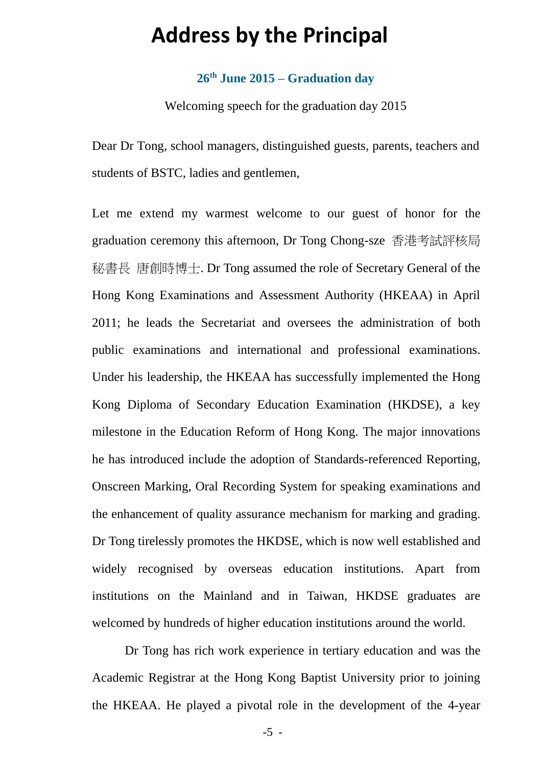# Address by the Principal

**26th June 2015 – Graduation day**

Welcoming speech for the graduation day 2015

Dear Dr Tong, school managers, distinguished guests, parents, teachers and students of BSTC, ladies and gentlemen,

Let me extend my warmest welcome to our guest of honor for the graduation ceremony this afternoon, Dr Tong Chong-sze 香港考試評核局秘書長 唐創時博士. Dr Tong assumed the role of Secretary General of the Hong Kong Examinations and Assessment Authority (HKEAA) in April 2011; he leads the Secretariat and oversees the administration of both public examinations and international and professional examinations. Under his leadership, the HKEAA has successfully implemented the Hong Kong Diploma of Secondary Education Examination (HKDSE), a key milestone in the Education Reform of Hong Kong. The major innovations he has introduced include the adoption of Standards-referenced Reporting, Onscreen Marking, Oral Recording System for speaking examinations and the enhancement of quality assurance mechanism for marking and grading. Dr Tong tirelessly promotes the HKDSE, which is now well established and widely recognised by overseas education institutions. Apart from institutions on the Mainland and in Taiwan, HKDSE graduates are welcomed by hundreds of higher education institutions around the world.

Dr Tong has rich work experience in tertiary education and was the Academic Registrar at the Hong Kong Baptist University prior to joining the HKEAA. He played a pivotal role in the development of the 4-year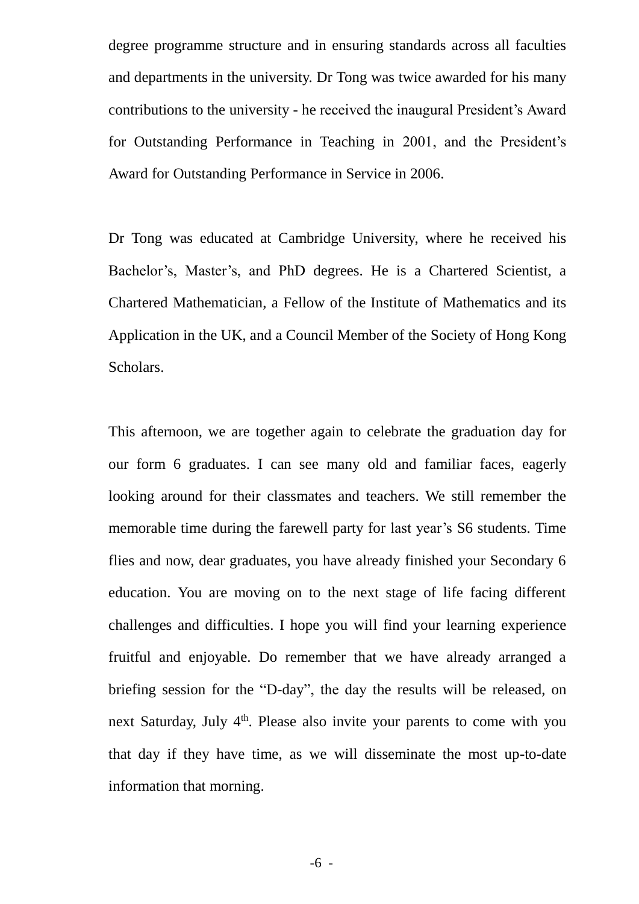degree programme structure and in ensuring standards across all faculties and departments in the university. Dr Tong was twice awarded for his many contributions to the university - he received the inaugural President's Award for Outstanding Performance in Teaching in 2001, and the President's Award for Outstanding Performance in Service in 2006.

Dr Tong was educated at Cambridge University, where he received his Bachelor's, Master's, and PhD degrees. He is a Chartered Scientist, a Chartered Mathematician, a Fellow of the Institute of Mathematics and its Application in the UK, and a Council Member of the Society of Hong Kong Scholars.

This afternoon, we are together again to celebrate the graduation day for our form 6 graduates. I can see many old and familiar faces, eagerly looking around for their classmates and teachers. We still remember the memorable time during the farewell party for last year's S6 students. Time flies and now, dear graduates, you have already finished your Secondary 6 education. You are moving on to the next stage of life facing different challenges and difficulties. I hope you will find your learning experience fruitful and enjoyable. Do remember that we have already arranged a briefing session for the "D-day", the day the results will be released, on next Saturday, July 4th. Please also invite your parents to come with you that day if they have time, as we will disseminate the most up-to-date information that morning.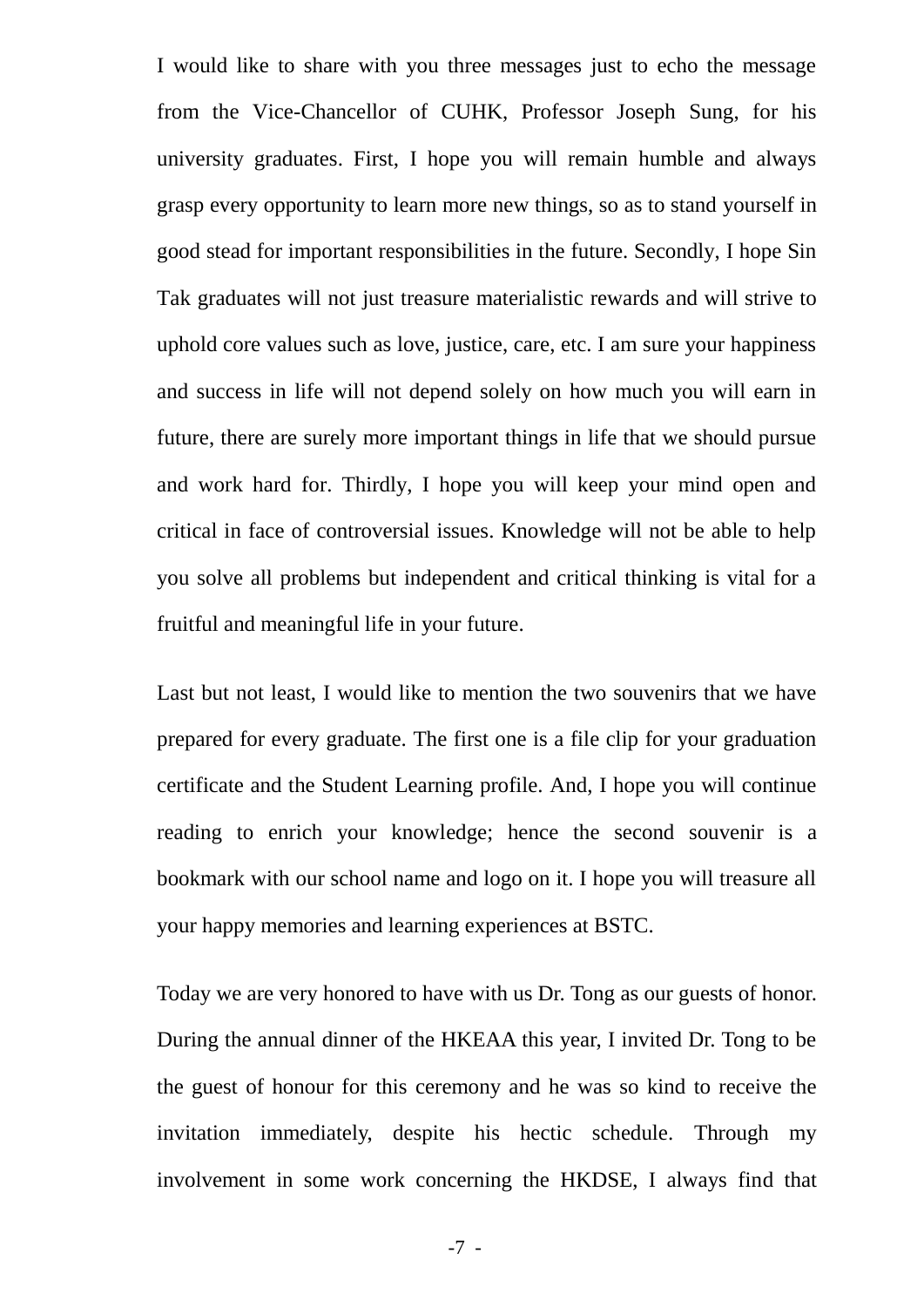I would like to share with you three messages just to echo the message from the Vice-Chancellor of CUHK, Professor Joseph Sung, for his university graduates. First, I hope you will remain humble and always grasp every opportunity to learn more new things, so as to stand yourself in good stead for important responsibilities in the future. Secondly, I hope Sin Tak graduates will not just treasure materialistic rewards and will strive to uphold core values such as love, justice, care, etc. I am sure your happiness and success in life will not depend solely on how much you will earn in future, there are surely more important things in life that we should pursue and work hard for. Thirdly, I hope you will keep your mind open and critical in face of controversial issues. Knowledge will not be able to help you solve all problems but independent and critical thinking is vital for a fruitful and meaningful life in your future.

Last but not least, I would like to mention the two souvenirs that we have prepared for every graduate. The first one is a file clip for your graduation certificate and the Student Learning profile. And, I hope you will continue reading to enrich your knowledge; hence the second souvenir is a bookmark with our school name and logo on it. I hope you will treasure all your happy memories and learning experiences at BSTC.

Today we are very honored to have with us Dr. Tong as our guests of honor. During the annual dinner of the HKEAA this year, I invited Dr. Tong to be the guest of honour for this ceremony and he was so kind to receive the invitation immediately, despite his hectic schedule. Through my involvement in some work concerning the HKDSE, I always find that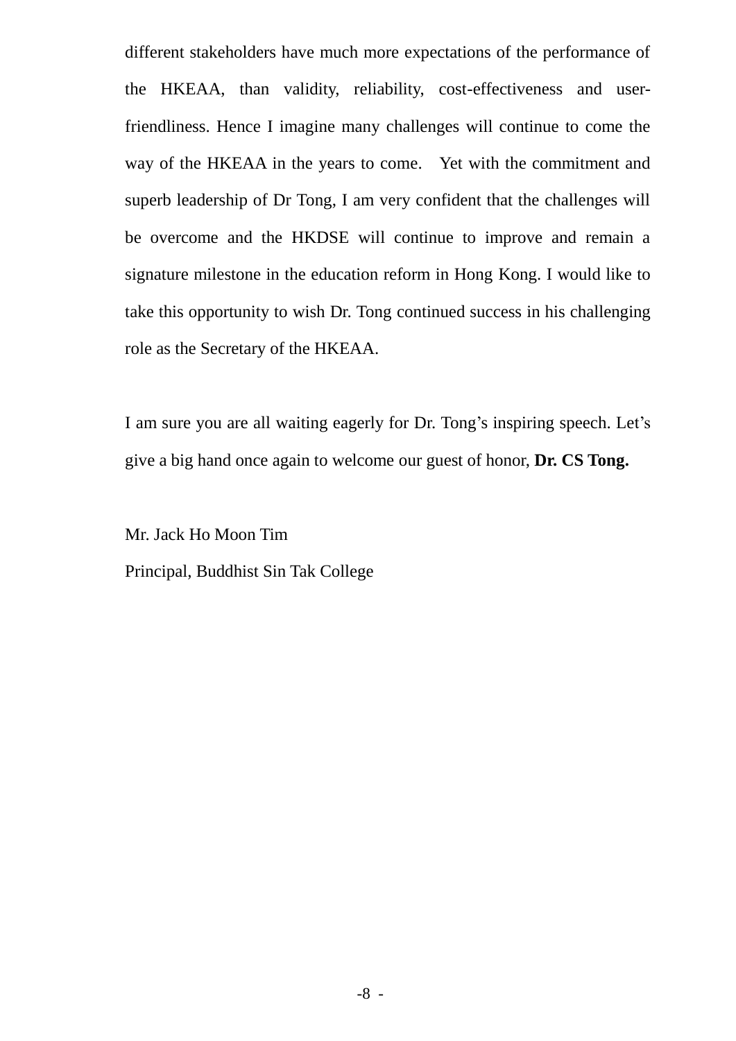different stakeholders have much more expectations of the performance of the HKEAA, than validity, reliability, cost-effectiveness and user-friendliness. Hence I imagine many challenges will continue to come the way of the HKEAA in the years to come. Yet with the commitment and superb leadership of Dr Tong, I am very confident that the challenges will be overcome and the HKDSE will continue to improve and remain a signature milestone in the education reform in Hong Kong. I would like to take this opportunity to wish Dr. Tong continued success in his challenging role as the Secretary of the HKEAA.

I am sure you are all waiting eagerly for Dr. Tong's inspiring speech. Let's give a big hand once again to welcome our guest of honor, **Dr. CS Tong.**

Mr. Jack Ho Moon Tim
Principal, Buddhist Sin Tak College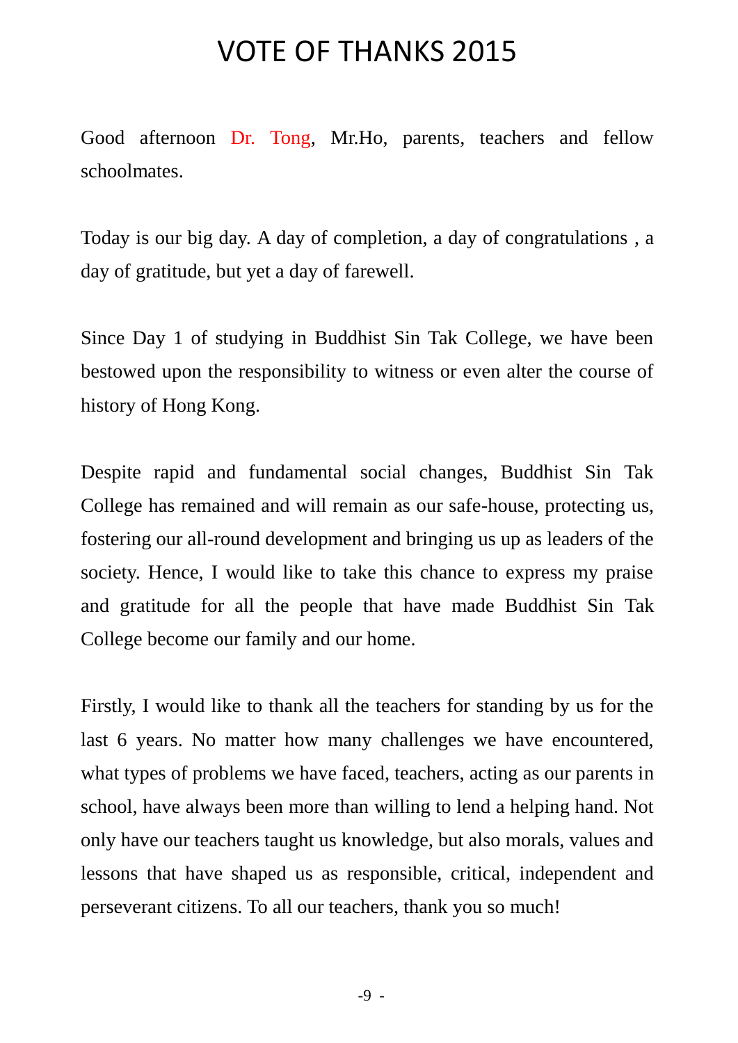# VOTE OF THANKS 2015

Good afternoon Dr. Tong, Mr.Ho, parents, teachers and fellow schoolmates.

Today is our big day. A day of completion, a day of congratulations , a day of gratitude, but yet a day of farewell.

Since Day 1 of studying in Buddhist Sin Tak College, we have been bestowed upon the responsibility to witness or even alter the course of history of Hong Kong.

Despite rapid and fundamental social changes, Buddhist Sin Tak College has remained and will remain as our safe-house, protecting us, fostering our all-round development and bringing us up as leaders of the society. Hence, I would like to take this chance to express my praise and gratitude for all the people that have made Buddhist Sin Tak College become our family and our home.

Firstly, I would like to thank all the teachers for standing by us for the last 6 years. No matter how many challenges we have encountered, what types of problems we have faced, teachers, acting as our parents in school, have always been more than willing to lend a helping hand. Not only have our teachers taught us knowledge, but also morals, values and lessons that have shaped us as responsible, critical, independent and perseverant citizens. To all our teachers, thank you so much!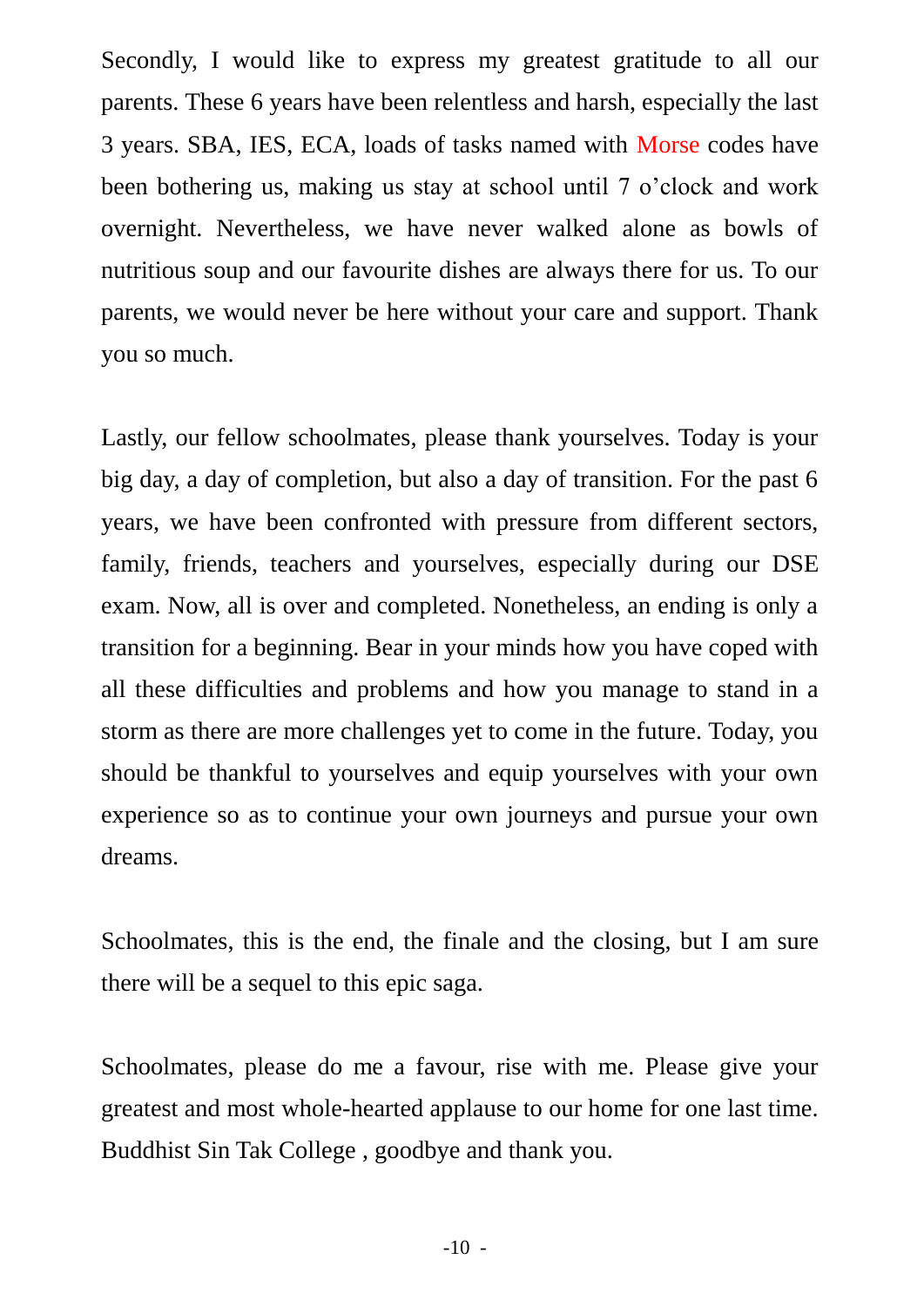Secondly, I would like to express my greatest gratitude to all our parents. These 6 years have been relentless and harsh, especially the last 3 years. SBA, IES, ECA, loads of tasks named with Morse codes have been bothering us, making us stay at school until 7 o'clock and work overnight. Nevertheless, we have never walked alone as bowls of nutritious soup and our favourite dishes are always there for us. To our parents, we would never be here without your care and support. Thank you so much.

Lastly, our fellow schoolmates, please thank yourselves. Today is your big day, a day of completion, but also a day of transition. For the past 6 years, we have been confronted with pressure from different sectors, family, friends, teachers and yourselves, especially during our DSE exam. Now, all is over and completed. Nonetheless, an ending is only a transition for a beginning. Bear in your minds how you have coped with all these difficulties and problems and how you manage to stand in a storm as there are more challenges yet to come in the future. Today, you should be thankful to yourselves and equip yourselves with your own experience so as to continue your own journeys and pursue your own dreams.

Schoolmates, this is the end, the finale and the closing, but I am sure there will be a sequel to this epic saga.

Schoolmates, please do me a favour, rise with me. Please give your greatest and most whole-hearted applause to our home for one last time. Buddhist Sin Tak College , goodbye and thank you.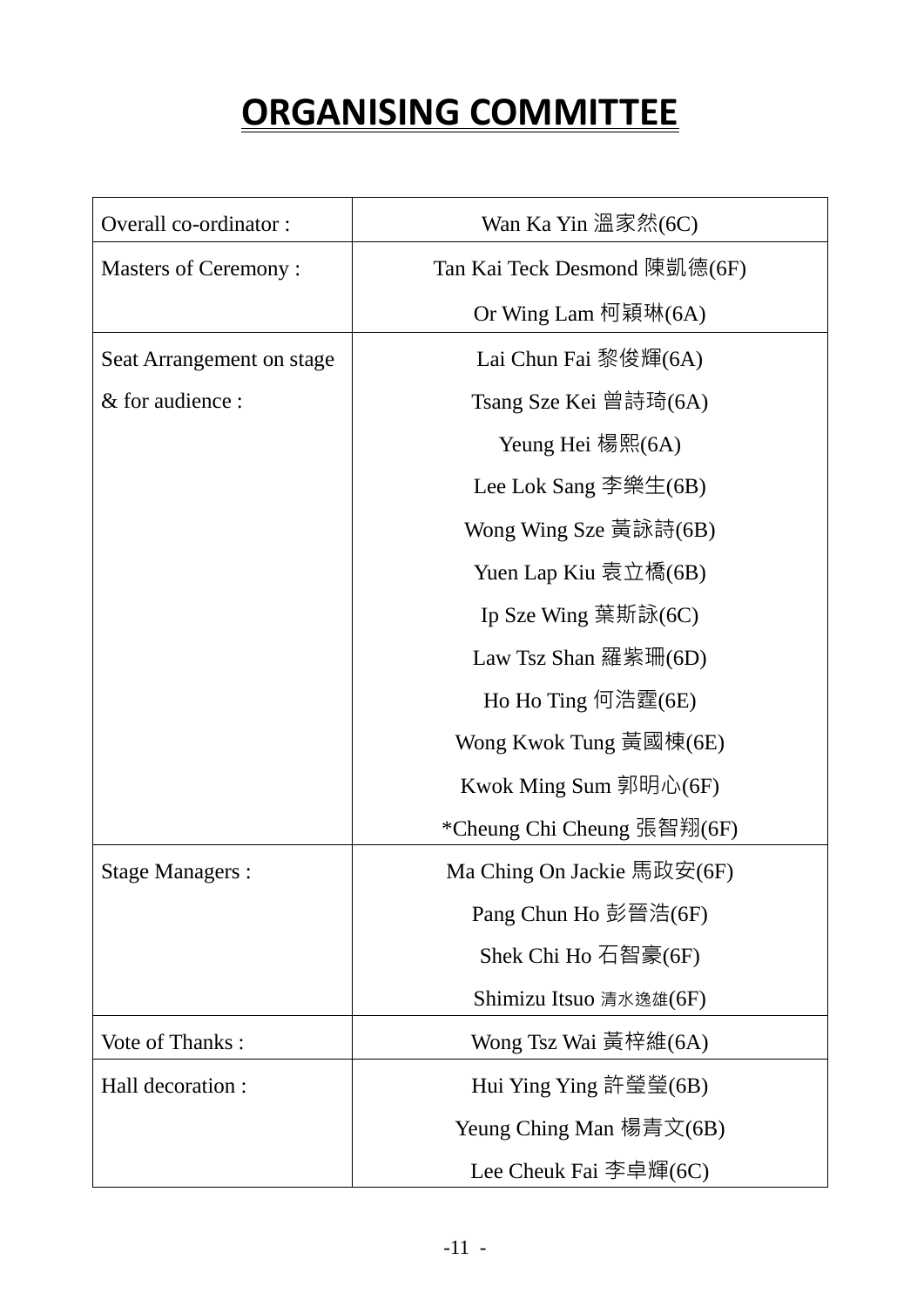# ORGANISING COMMITTEE

| | |
|---|---|
| Overall co-ordinator : | Wan Ka Yin 溫家然(6C) |
| Masters of Ceremony : | Tan Kai Teck Desmond 陳凱德(6F)<br>Or Wing Lam 柯穎琳(6A) |
| Seat Arrangement on stage & for audience : | Lai Chun Fai 黎俊輝(6A)<br>Tsang Sze Kei 曾詩琦(6A)<br>Yeung Hei 楊熙(6A)<br>Lee Lok Sang 李樂生(6B)<br>Wong Wing Sze 黃詠詩(6B)<br>Yuen Lap Kiu 袁立橋(6B)<br>Ip Sze Wing 葉斯詠(6C)<br>Law Tsz Shan 羅紫珊(6D)<br>Ho Ho Ting 何浩霆(6E)<br>Wong Kwok Tung 黃國棟(6E)<br>Kwok Ming Sum 郭明心(6F)<br>*Cheung Chi Cheung 張智翔(6F) |
| Stage Managers : | Ma Ching On Jackie 馬政安(6F)<br>Pang Chun Ho 彭晉浩(6F)<br>Shek Chi Ho 石智豪(6F)<br>Shimizu Itsuo 清水逸雄(6F) |
| Vote of Thanks : | Wong Tsz Wai 黃梓維(6A) |
| Hall decoration : | Hui Ying Ying 許瑩瑩(6B)<br>Yeung Ching Man 楊青文(6B)<br>Lee Cheuk Fai 李卓輝(6C) |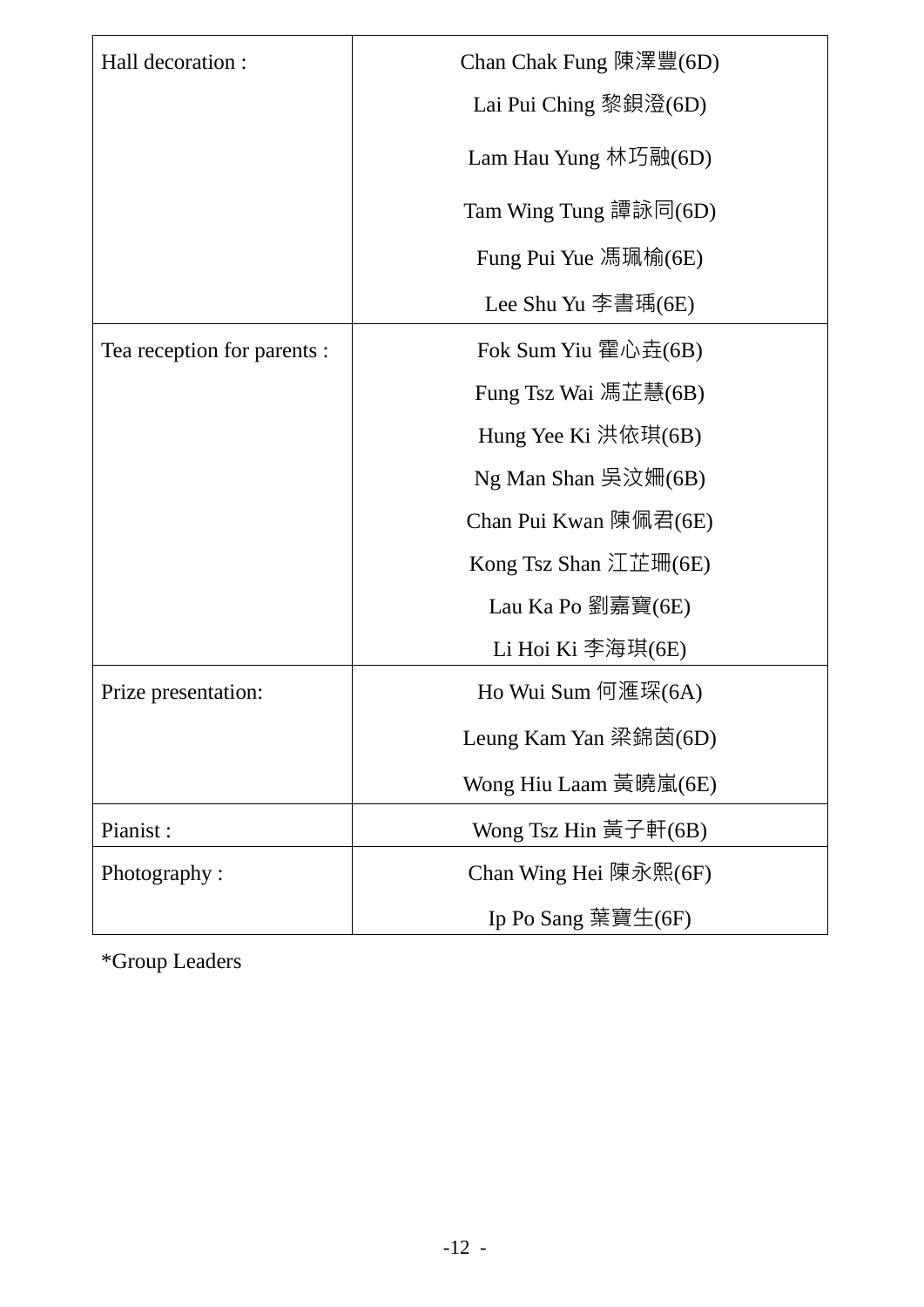| | |
|---|---|
| Hall decoration : | Chan Chak Fung 陳澤豐(6D)<br>Lai Pui Ching 黎錤澄(6D)<br>Lam Hau Yung 林巧融(6D)<br>Tam Wing Tung 譚詠同(6D)<br>Fung Pui Yue 馮珮榆(6E)<br>Lee Shu Yu 李書瑀(6E) |
| Tea reception for parents : | Fok Sum Yiu 霍心垚(6B)<br>Fung Tsz Wai 馮芷慧(6B)<br>Hung Yee Ki 洪依琪(6B)<br>Ng Man Shan 吳汶姍(6B)<br>Chan Pui Kwan 陳佩君(6E)<br>Kong Tsz Shan 江芷珊(6E)<br>Lau Ka Po 劉嘉寶(6E)<br>Li Hoi Ki 李海琪(6E) |
| Prize presentation: | Ho Wui Sum 何滙琛(6A)<br>Leung Kam Yan 梁錦茵(6D)<br>Wong Hiu Laam 黃曉嵐(6E) |
| Pianist : | Wong Tsz Hin 黃子軒(6B) |
| Photography : | Chan Wing Hei 陳永熙(6F)<br>Ip Po Sang 葉寶生(6F) |

*Group Leaders